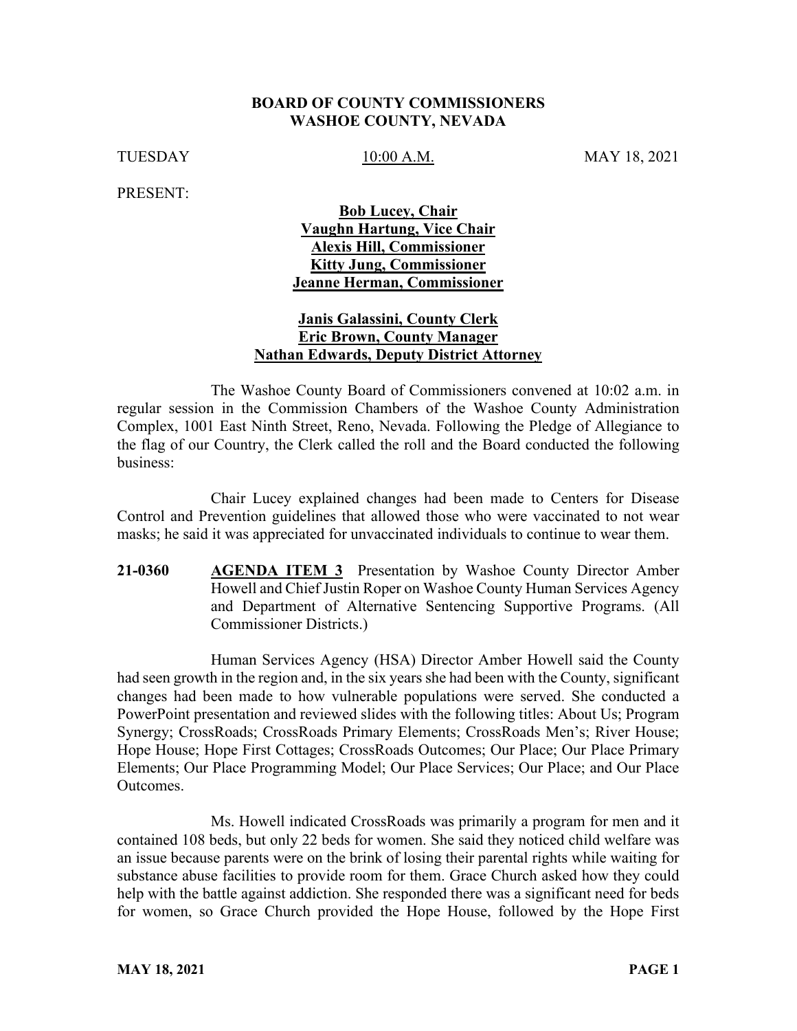**BOARD OF COUNTY COMMISSIONERS**
**WASHOE COUNTY, NEVADA**

TUESDAY 10:00 A.M. MAY 18, 2021

PRESENT:

**Bob Lucey, Chair**
**Vaughn Hartung, Vice Chair**
**Alexis Hill, Commissioner**
**Kitty Jung, Commissioner**
**Jeanne Herman, Commissioner**

**Janis Galassini, County Clerk**
**Eric Brown, County Manager**
**Nathan Edwards, Deputy District Attorney**

The Washoe County Board of Commissioners convened at 10:02 a.m. in regular session in the Commission Chambers of the Washoe County Administration Complex, 1001 East Ninth Street, Reno, Nevada. Following the Pledge of Allegiance to the flag of our Country, the Clerk called the roll and the Board conducted the following business:

Chair Lucey explained changes had been made to Centers for Disease Control and Prevention guidelines that allowed those who were vaccinated to not wear masks; he said it was appreciated for unvaccinated individuals to continue to wear them.

**21-0360** **AGENDA ITEM 3** Presentation by Washoe County Director Amber Howell and Chief Justin Roper on Washoe County Human Services Agency and Department of Alternative Sentencing Supportive Programs. (All Commissioner Districts.)

Human Services Agency (HSA) Director Amber Howell said the County had seen growth in the region and, in the six years she had been with the County, significant changes had been made to how vulnerable populations were served. She conducted a PowerPoint presentation and reviewed slides with the following titles: About Us; Program Synergy; CrossRoads; CrossRoads Primary Elements; CrossRoads Men's; River House; Hope House; Hope First Cottages; CrossRoads Outcomes; Our Place; Our Place Primary Elements; Our Place Programming Model; Our Place Services; Our Place; and Our Place Outcomes.

Ms. Howell indicated CrossRoads was primarily a program for men and it contained 108 beds, but only 22 beds for women. She said they noticed child welfare was an issue because parents were on the brink of losing their parental rights while waiting for substance abuse facilities to provide room for them. Grace Church asked how they could help with the battle against addiction. She responded there was a significant need for beds for women, so Grace Church provided the Hope House, followed by the Hope First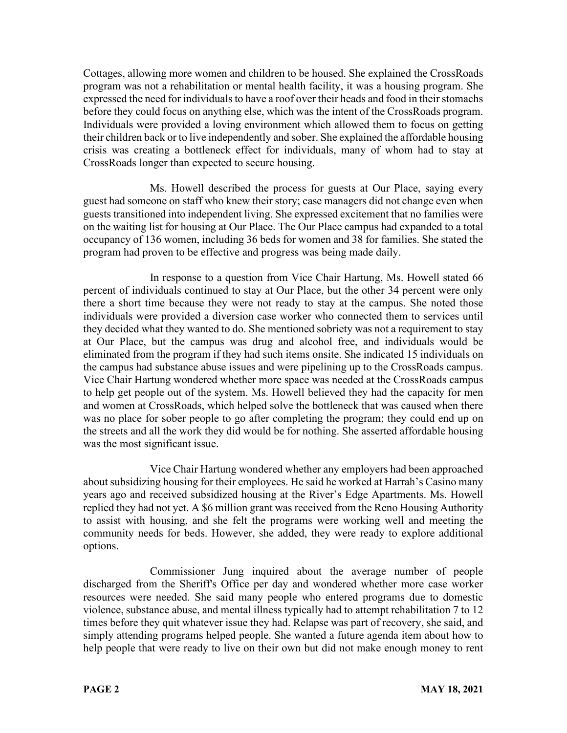Cottages, allowing more women and children to be housed. She explained the CrossRoads program was not a rehabilitation or mental health facility, it was a housing program. She expressed the need for individuals to have a roof over their heads and food in their stomachs before they could focus on anything else, which was the intent of the CrossRoads program. Individuals were provided a loving environment which allowed them to focus on getting their children back or to live independently and sober. She explained the affordable housing crisis was creating a bottleneck effect for individuals, many of whom had to stay at CrossRoads longer than expected to secure housing.

Ms. Howell described the process for guests at Our Place, saying every guest had someone on staff who knew their story; case managers did not change even when guests transitioned into independent living. She expressed excitement that no families were on the waiting list for housing at Our Place. The Our Place campus had expanded to a total occupancy of 136 women, including 36 beds for women and 38 for families. She stated the program had proven to be effective and progress was being made daily.

In response to a question from Vice Chair Hartung, Ms. Howell stated 66 percent of individuals continued to stay at Our Place, but the other 34 percent were only there a short time because they were not ready to stay at the campus. She noted those individuals were provided a diversion case worker who connected them to services until they decided what they wanted to do. She mentioned sobriety was not a requirement to stay at Our Place, but the campus was drug and alcohol free, and individuals would be eliminated from the program if they had such items onsite. She indicated 15 individuals on the campus had substance abuse issues and were pipelining up to the CrossRoads campus. Vice Chair Hartung wondered whether more space was needed at the CrossRoads campus to help get people out of the system. Ms. Howell believed they had the capacity for men and women at CrossRoads, which helped solve the bottleneck that was caused when there was no place for sober people to go after completing the program; they could end up on the streets and all the work they did would be for nothing. She asserted affordable housing was the most significant issue.

Vice Chair Hartung wondered whether any employers had been approached about subsidizing housing for their employees. He said he worked at Harrah's Casino many years ago and received subsidized housing at the River's Edge Apartments. Ms. Howell replied they had not yet. A $6 million grant was received from the Reno Housing Authority to assist with housing, and she felt the programs were working well and meeting the community needs for beds. However, she added, they were ready to explore additional options.

Commissioner Jung inquired about the average number of people discharged from the Sheriff's Office per day and wondered whether more case worker resources were needed. She said many people who entered programs due to domestic violence, substance abuse, and mental illness typically had to attempt rehabilitation 7 to 12 times before they quit whatever issue they had. Relapse was part of recovery, she said, and simply attending programs helped people. She wanted a future agenda item about how to help people that were ready to live on their own but did not make enough money to rent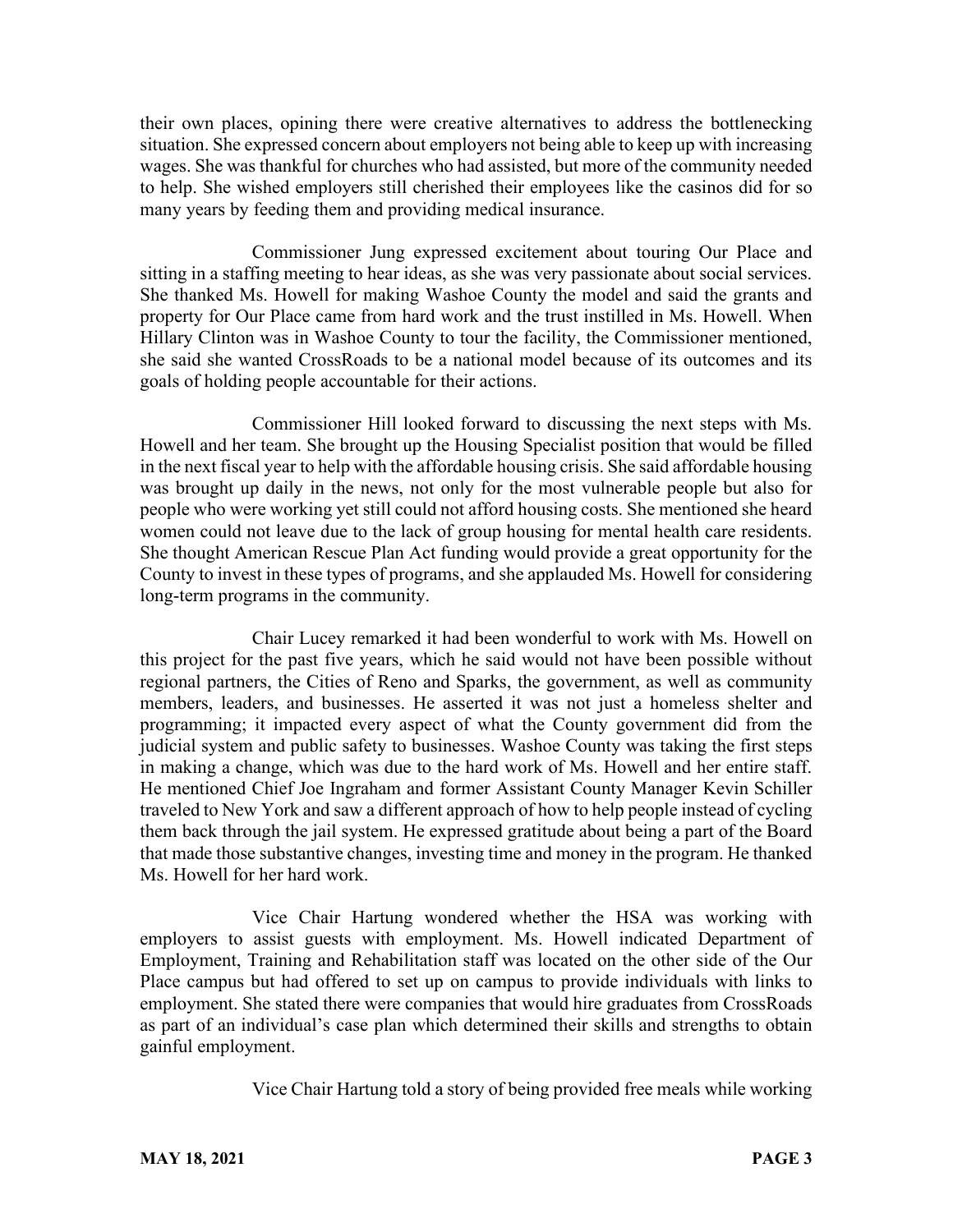their own places, opining there were creative alternatives to address the bottlenecking situation. She expressed concern about employers not being able to keep up with increasing wages. She was thankful for churches who had assisted, but more of the community needed to help. She wished employers still cherished their employees like the casinos did for so many years by feeding them and providing medical insurance.

Commissioner Jung expressed excitement about touring Our Place and sitting in a staffing meeting to hear ideas, as she was very passionate about social services. She thanked Ms. Howell for making Washoe County the model and said the grants and property for Our Place came from hard work and the trust instilled in Ms. Howell. When Hillary Clinton was in Washoe County to tour the facility, the Commissioner mentioned, she said she wanted CrossRoads to be a national model because of its outcomes and its goals of holding people accountable for their actions.

Commissioner Hill looked forward to discussing the next steps with Ms. Howell and her team. She brought up the Housing Specialist position that would be filled in the next fiscal year to help with the affordable housing crisis. She said affordable housing was brought up daily in the news, not only for the most vulnerable people but also for people who were working yet still could not afford housing costs. She mentioned she heard women could not leave due to the lack of group housing for mental health care residents. She thought American Rescue Plan Act funding would provide a great opportunity for the County to invest in these types of programs, and she applauded Ms. Howell for considering long-term programs in the community.

Chair Lucey remarked it had been wonderful to work with Ms. Howell on this project for the past five years, which he said would not have been possible without regional partners, the Cities of Reno and Sparks, the government, as well as community members, leaders, and businesses. He asserted it was not just a homeless shelter and programming; it impacted every aspect of what the County government did from the judicial system and public safety to businesses. Washoe County was taking the first steps in making a change, which was due to the hard work of Ms. Howell and her entire staff. He mentioned Chief Joe Ingraham and former Assistant County Manager Kevin Schiller traveled to New York and saw a different approach of how to help people instead of cycling them back through the jail system. He expressed gratitude about being a part of the Board that made those substantive changes, investing time and money in the program. He thanked Ms. Howell for her hard work.

Vice Chair Hartung wondered whether the HSA was working with employers to assist guests with employment. Ms. Howell indicated Department of Employment, Training and Rehabilitation staff was located on the other side of the Our Place campus but had offered to set up on campus to provide individuals with links to employment. She stated there were companies that would hire graduates from CrossRoads as part of an individual's case plan which determined their skills and strengths to obtain gainful employment.

Vice Chair Hartung told a story of being provided free meals while working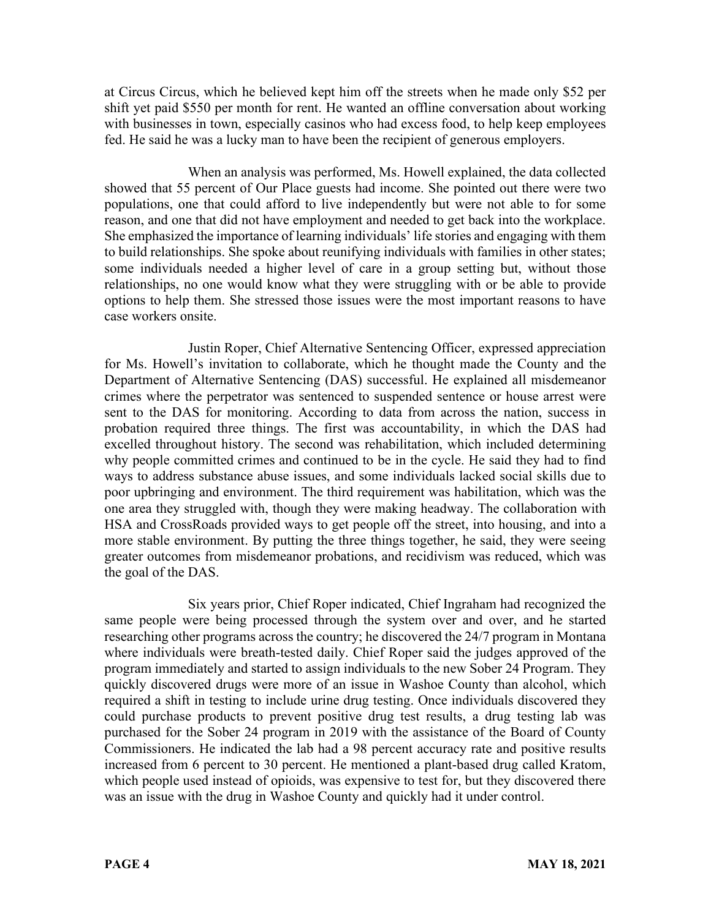at Circus Circus, which he believed kept him off the streets when he made only $52 per shift yet paid $550 per month for rent. He wanted an offline conversation about working with businesses in town, especially casinos who had excess food, to help keep employees fed. He said he was a lucky man to have been the recipient of generous employers.

When an analysis was performed, Ms. Howell explained, the data collected showed that 55 percent of Our Place guests had income. She pointed out there were two populations, one that could afford to live independently but were not able to for some reason, and one that did not have employment and needed to get back into the workplace. She emphasized the importance of learning individuals' life stories and engaging with them to build relationships. She spoke about reunifying individuals with families in other states; some individuals needed a higher level of care in a group setting but, without those relationships, no one would know what they were struggling with or be able to provide options to help them. She stressed those issues were the most important reasons to have case workers onsite.

Justin Roper, Chief Alternative Sentencing Officer, expressed appreciation for Ms. Howell's invitation to collaborate, which he thought made the County and the Department of Alternative Sentencing (DAS) successful. He explained all misdemeanor crimes where the perpetrator was sentenced to suspended sentence or house arrest were sent to the DAS for monitoring. According to data from across the nation, success in probation required three things. The first was accountability, in which the DAS had excelled throughout history. The second was rehabilitation, which included determining why people committed crimes and continued to be in the cycle. He said they had to find ways to address substance abuse issues, and some individuals lacked social skills due to poor upbringing and environment. The third requirement was habilitation, which was the one area they struggled with, though they were making headway. The collaboration with HSA and CrossRoads provided ways to get people off the street, into housing, and into a more stable environment. By putting the three things together, he said, they were seeing greater outcomes from misdemeanor probations, and recidivism was reduced, which was the goal of the DAS.

Six years prior, Chief Roper indicated, Chief Ingraham had recognized the same people were being processed through the system over and over, and he started researching other programs across the country; he discovered the 24/7 program in Montana where individuals were breath-tested daily. Chief Roper said the judges approved of the program immediately and started to assign individuals to the new Sober 24 Program. They quickly discovered drugs were more of an issue in Washoe County than alcohol, which required a shift in testing to include urine drug testing. Once individuals discovered they could purchase products to prevent positive drug test results, a drug testing lab was purchased for the Sober 24 program in 2019 with the assistance of the Board of County Commissioners. He indicated the lab had a 98 percent accuracy rate and positive results increased from 6 percent to 30 percent. He mentioned a plant-based drug called Kratom, which people used instead of opioids, was expensive to test for, but they discovered there was an issue with the drug in Washoe County and quickly had it under control.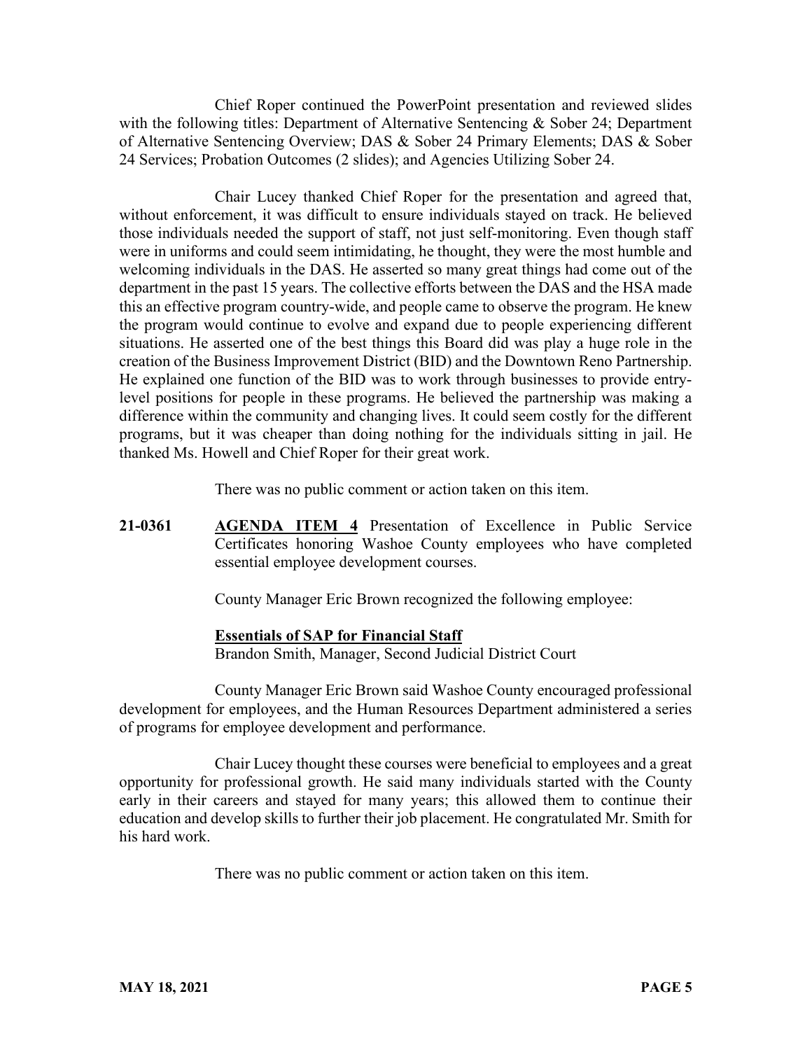Chief Roper continued the PowerPoint presentation and reviewed slides with the following titles: Department of Alternative Sentencing & Sober 24; Department of Alternative Sentencing Overview; DAS & Sober 24 Primary Elements; DAS & Sober 24 Services; Probation Outcomes (2 slides); and Agencies Utilizing Sober 24.

Chair Lucey thanked Chief Roper for the presentation and agreed that, without enforcement, it was difficult to ensure individuals stayed on track. He believed those individuals needed the support of staff, not just self-monitoring. Even though staff were in uniforms and could seem intimidating, he thought, they were the most humble and welcoming individuals in the DAS. He asserted so many great things had come out of the department in the past 15 years. The collective efforts between the DAS and the HSA made this an effective program country-wide, and people came to observe the program. He knew the program would continue to evolve and expand due to people experiencing different situations. He asserted one of the best things this Board did was play a huge role in the creation of the Business Improvement District (BID) and the Downtown Reno Partnership. He explained one function of the BID was to work through businesses to provide entry-level positions for people in these programs. He believed the partnership was making a difference within the community and changing lives. It could seem costly for the different programs, but it was cheaper than doing nothing for the individuals sitting in jail. He thanked Ms. Howell and Chief Roper for their great work.

There was no public comment or action taken on this item.

**21-0361** **AGENDA ITEM 4** Presentation of Excellence in Public Service Certificates honoring Washoe County employees who have completed essential employee development courses.

County Manager Eric Brown recognized the following employee:

**Essentials of SAP for Financial Staff**
Brandon Smith, Manager, Second Judicial District Court

County Manager Eric Brown said Washoe County encouraged professional development for employees, and the Human Resources Department administered a series of programs for employee development and performance.

Chair Lucey thought these courses were beneficial to employees and a great opportunity for professional growth. He said many individuals started with the County early in their careers and stayed for many years; this allowed them to continue their education and develop skills to further their job placement. He congratulated Mr. Smith for his hard work.

There was no public comment or action taken on this item.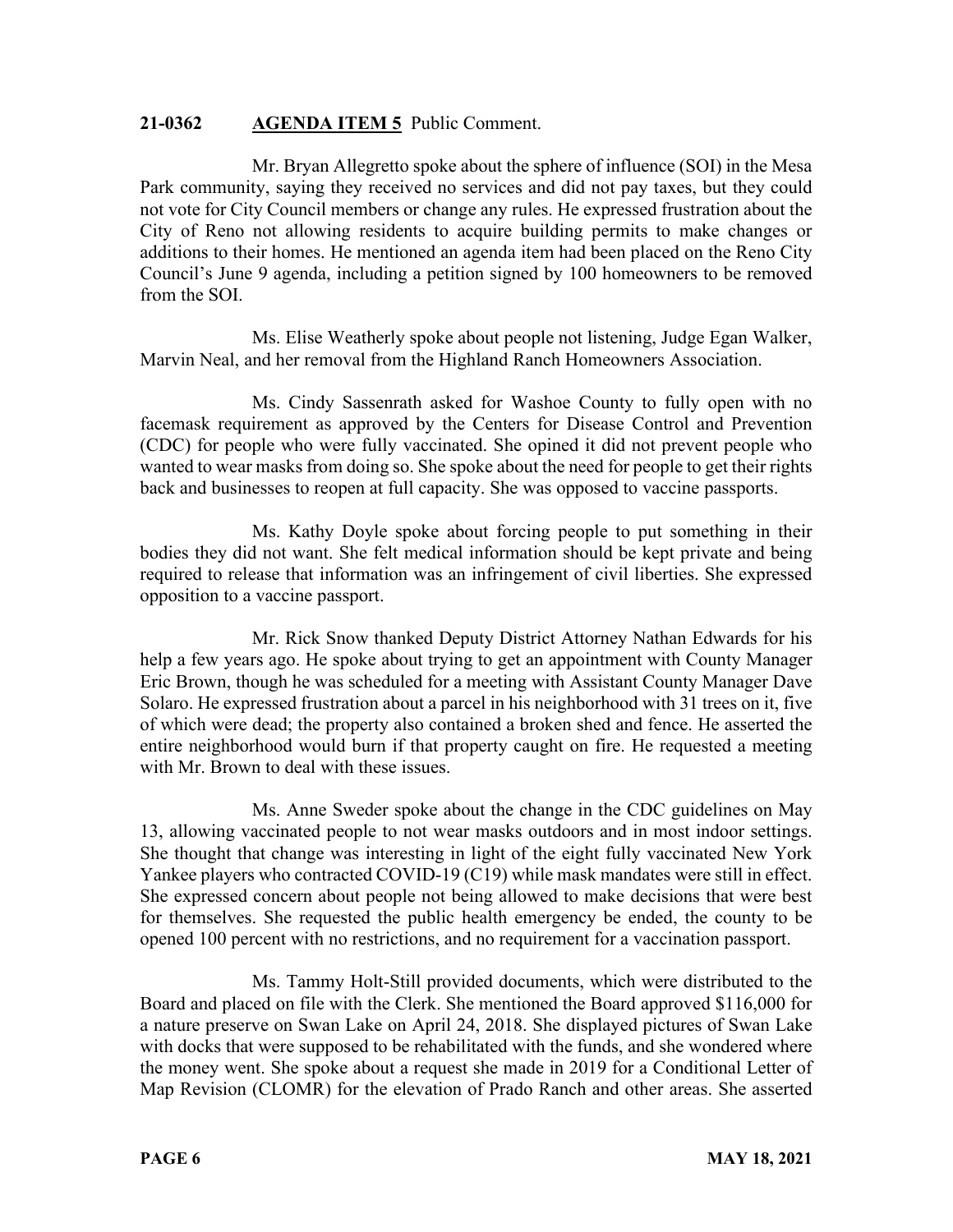**21-0362 AGENDA ITEM 5** Public Comment.

Mr. Bryan Allegretto spoke about the sphere of influence (SOI) in the Mesa Park community, saying they received no services and did not pay taxes, but they could not vote for City Council members or change any rules. He expressed frustration about the City of Reno not allowing residents to acquire building permits to make changes or additions to their homes. He mentioned an agenda item had been placed on the Reno City Council's June 9 agenda, including a petition signed by 100 homeowners to be removed from the SOI.

Ms. Elise Weatherly spoke about people not listening, Judge Egan Walker, Marvin Neal, and her removal from the Highland Ranch Homeowners Association.

Ms. Cindy Sassenrath asked for Washoe County to fully open with no facemask requirement as approved by the Centers for Disease Control and Prevention (CDC) for people who were fully vaccinated. She opined it did not prevent people who wanted to wear masks from doing so. She spoke about the need for people to get their rights back and businesses to reopen at full capacity. She was opposed to vaccine passports.

Ms. Kathy Doyle spoke about forcing people to put something in their bodies they did not want. She felt medical information should be kept private and being required to release that information was an infringement of civil liberties. She expressed opposition to a vaccine passport.

Mr. Rick Snow thanked Deputy District Attorney Nathan Edwards for his help a few years ago. He spoke about trying to get an appointment with County Manager Eric Brown, though he was scheduled for a meeting with Assistant County Manager Dave Solaro. He expressed frustration about a parcel in his neighborhood with 31 trees on it, five of which were dead; the property also contained a broken shed and fence. He asserted the entire neighborhood would burn if that property caught on fire. He requested a meeting with Mr. Brown to deal with these issues.

Ms. Anne Sweder spoke about the change in the CDC guidelines on May 13, allowing vaccinated people to not wear masks outdoors and in most indoor settings. She thought that change was interesting in light of the eight fully vaccinated New York Yankee players who contracted COVID-19 (C19) while mask mandates were still in effect. She expressed concern about people not being allowed to make decisions that were best for themselves. She requested the public health emergency be ended, the county to be opened 100 percent with no restrictions, and no requirement for a vaccination passport.

Ms. Tammy Holt-Still provided documents, which were distributed to the Board and placed on file with the Clerk. She mentioned the Board approved $116,000 for a nature preserve on Swan Lake on April 24, 2018. She displayed pictures of Swan Lake with docks that were supposed to be rehabilitated with the funds, and she wondered where the money went. She spoke about a request she made in 2019 for a Conditional Letter of Map Revision (CLOMR) for the elevation of Prado Ranch and other areas. She asserted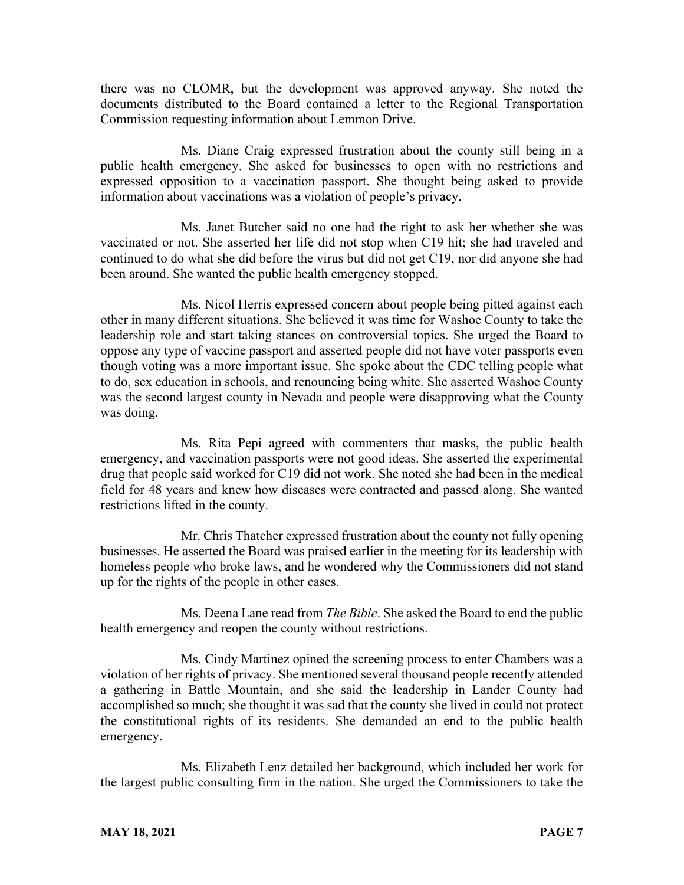there was no CLOMR, but the development was approved anyway. She noted the documents distributed to the Board contained a letter to the Regional Transportation Commission requesting information about Lemmon Drive.

Ms. Diane Craig expressed frustration about the county still being in a public health emergency. She asked for businesses to open with no restrictions and expressed opposition to a vaccination passport. She thought being asked to provide information about vaccinations was a violation of people's privacy.

Ms. Janet Butcher said no one had the right to ask her whether she was vaccinated or not. She asserted her life did not stop when C19 hit; she had traveled and continued to do what she did before the virus but did not get C19, nor did anyone she had been around. She wanted the public health emergency stopped.

Ms. Nicol Herris expressed concern about people being pitted against each other in many different situations. She believed it was time for Washoe County to take the leadership role and start taking stances on controversial topics. She urged the Board to oppose any type of vaccine passport and asserted people did not have voter passports even though voting was a more important issue. She spoke about the CDC telling people what to do, sex education in schools, and renouncing being white. She asserted Washoe County was the second largest county in Nevada and people were disapproving what the County was doing.

Ms. Rita Pepi agreed with commenters that masks, the public health emergency, and vaccination passports were not good ideas. She asserted the experimental drug that people said worked for C19 did not work. She noted she had been in the medical field for 48 years and knew how diseases were contracted and passed along. She wanted restrictions lifted in the county.

Mr. Chris Thatcher expressed frustration about the county not fully opening businesses. He asserted the Board was praised earlier in the meeting for its leadership with homeless people who broke laws, and he wondered why the Commissioners did not stand up for the rights of the people in other cases.

Ms. Deena Lane read from *The Bible*. She asked the Board to end the public health emergency and reopen the county without restrictions.

Ms. Cindy Martinez opined the screening process to enter Chambers was a violation of her rights of privacy. She mentioned several thousand people recently attended a gathering in Battle Mountain, and she said the leadership in Lander County had accomplished so much; she thought it was sad that the county she lived in could not protect the constitutional rights of its residents. She demanded an end to the public health emergency.

Ms. Elizabeth Lenz detailed her background, which included her work for the largest public consulting firm in the nation. She urged the Commissioners to take the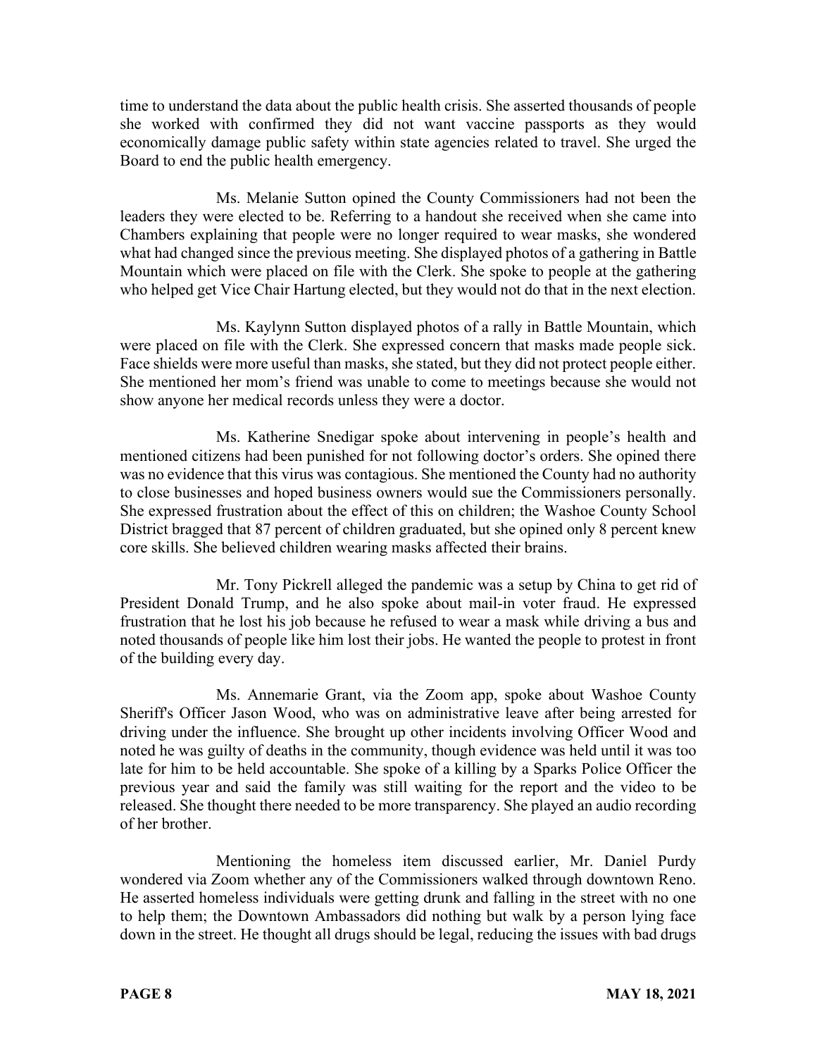time to understand the data about the public health crisis. She asserted thousands of people she worked with confirmed they did not want vaccine passports as they would economically damage public safety within state agencies related to travel. She urged the Board to end the public health emergency.

Ms. Melanie Sutton opined the County Commissioners had not been the leaders they were elected to be. Referring to a handout she received when she came into Chambers explaining that people were no longer required to wear masks, she wondered what had changed since the previous meeting. She displayed photos of a gathering in Battle Mountain which were placed on file with the Clerk. She spoke to people at the gathering who helped get Vice Chair Hartung elected, but they would not do that in the next election.

Ms. Kaylynn Sutton displayed photos of a rally in Battle Mountain, which were placed on file with the Clerk. She expressed concern that masks made people sick. Face shields were more useful than masks, she stated, but they did not protect people either. She mentioned her mom's friend was unable to come to meetings because she would not show anyone her medical records unless they were a doctor.

Ms. Katherine Snedigar spoke about intervening in people's health and mentioned citizens had been punished for not following doctor's orders. She opined there was no evidence that this virus was contagious. She mentioned the County had no authority to close businesses and hoped business owners would sue the Commissioners personally. She expressed frustration about the effect of this on children; the Washoe County School District bragged that 87 percent of children graduated, but she opined only 8 percent knew core skills. She believed children wearing masks affected their brains.

Mr. Tony Pickrell alleged the pandemic was a setup by China to get rid of President Donald Trump, and he also spoke about mail-in voter fraud. He expressed frustration that he lost his job because he refused to wear a mask while driving a bus and noted thousands of people like him lost their jobs. He wanted the people to protest in front of the building every day.

Ms. Annemarie Grant, via the Zoom app, spoke about Washoe County Sheriff's Officer Jason Wood, who was on administrative leave after being arrested for driving under the influence. She brought up other incidents involving Officer Wood and noted he was guilty of deaths in the community, though evidence was held until it was too late for him to be held accountable. She spoke of a killing by a Sparks Police Officer the previous year and said the family was still waiting for the report and the video to be released. She thought there needed to be more transparency. She played an audio recording of her brother.

Mentioning the homeless item discussed earlier, Mr. Daniel Purdy wondered via Zoom whether any of the Commissioners walked through downtown Reno. He asserted homeless individuals were getting drunk and falling in the street with no one to help them; the Downtown Ambassadors did nothing but walk by a person lying face down in the street. He thought all drugs should be legal, reducing the issues with bad drugs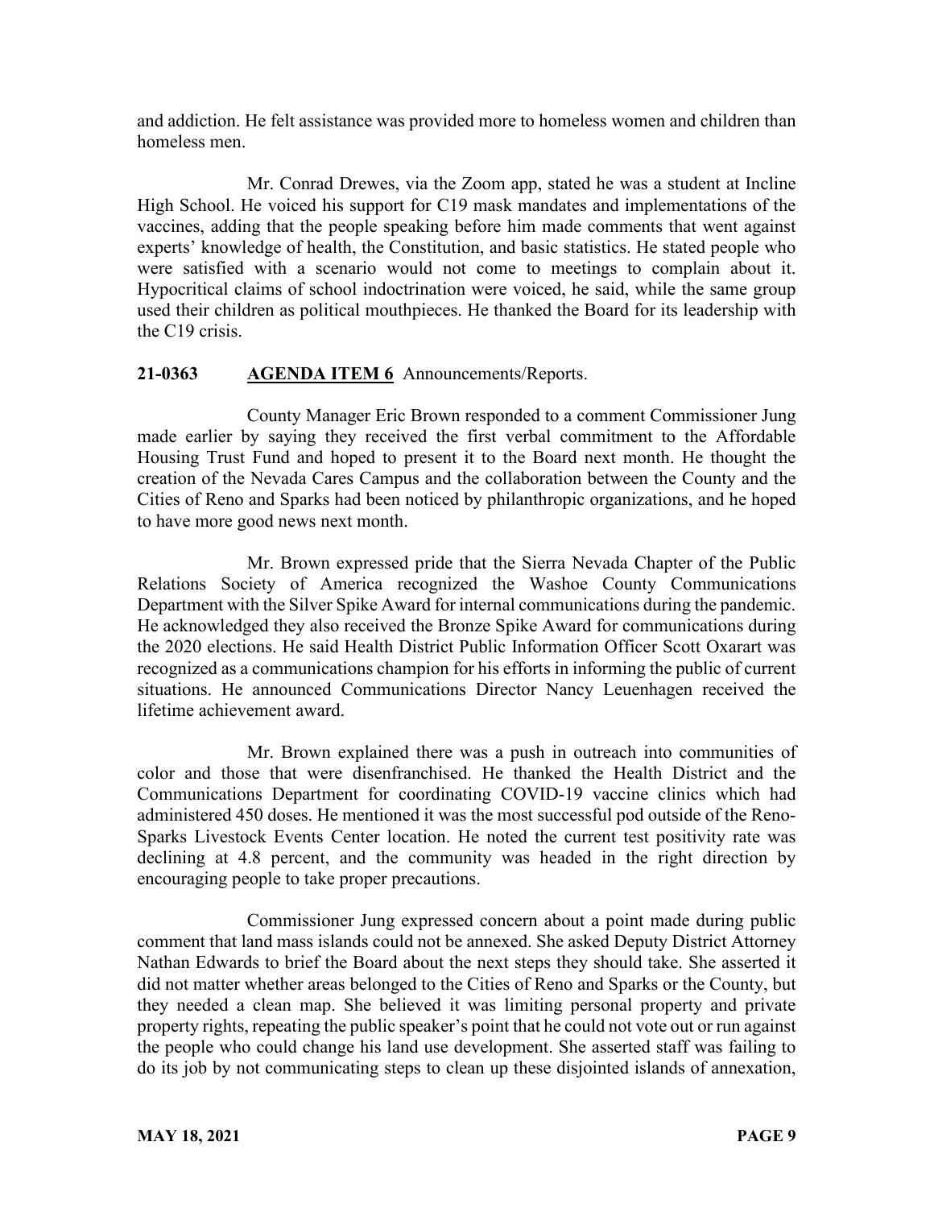and addiction. He felt assistance was provided more to homeless women and children than homeless men.

Mr. Conrad Drewes, via the Zoom app, stated he was a student at Incline High School. He voiced his support for C19 mask mandates and implementations of the vaccines, adding that the people speaking before him made comments that went against experts' knowledge of health, the Constitution, and basic statistics. He stated people who were satisfied with a scenario would not come to meetings to complain about it. Hypocritical claims of school indoctrination were voiced, he said, while the same group used their children as political mouthpieces. He thanked the Board for its leadership with the C19 crisis.

**21-0363 AGENDA ITEM 6** Announcements/Reports.

County Manager Eric Brown responded to a comment Commissioner Jung made earlier by saying they received the first verbal commitment to the Affordable Housing Trust Fund and hoped to present it to the Board next month. He thought the creation of the Nevada Cares Campus and the collaboration between the County and the Cities of Reno and Sparks had been noticed by philanthropic organizations, and he hoped to have more good news next month.

Mr. Brown expressed pride that the Sierra Nevada Chapter of the Public Relations Society of America recognized the Washoe County Communications Department with the Silver Spike Award for internal communications during the pandemic. He acknowledged they also received the Bronze Spike Award for communications during the 2020 elections. He said Health District Public Information Officer Scott Oxarart was recognized as a communications champion for his efforts in informing the public of current situations. He announced Communications Director Nancy Leuenhagen received the lifetime achievement award.

Mr. Brown explained there was a push in outreach into communities of color and those that were disenfranchised. He thanked the Health District and the Communications Department for coordinating COVID-19 vaccine clinics which had administered 450 doses. He mentioned it was the most successful pod outside of the Reno-Sparks Livestock Events Center location. He noted the current test positivity rate was declining at 4.8 percent, and the community was headed in the right direction by encouraging people to take proper precautions.

Commissioner Jung expressed concern about a point made during public comment that land mass islands could not be annexed. She asked Deputy District Attorney Nathan Edwards to brief the Board about the next steps they should take. She asserted it did not matter whether areas belonged to the Cities of Reno and Sparks or the County, but they needed a clean map. She believed it was limiting personal property and private property rights, repeating the public speaker's point that he could not vote out or run against the people who could change his land use development. She asserted staff was failing to do its job by not communicating steps to clean up these disjointed islands of annexation,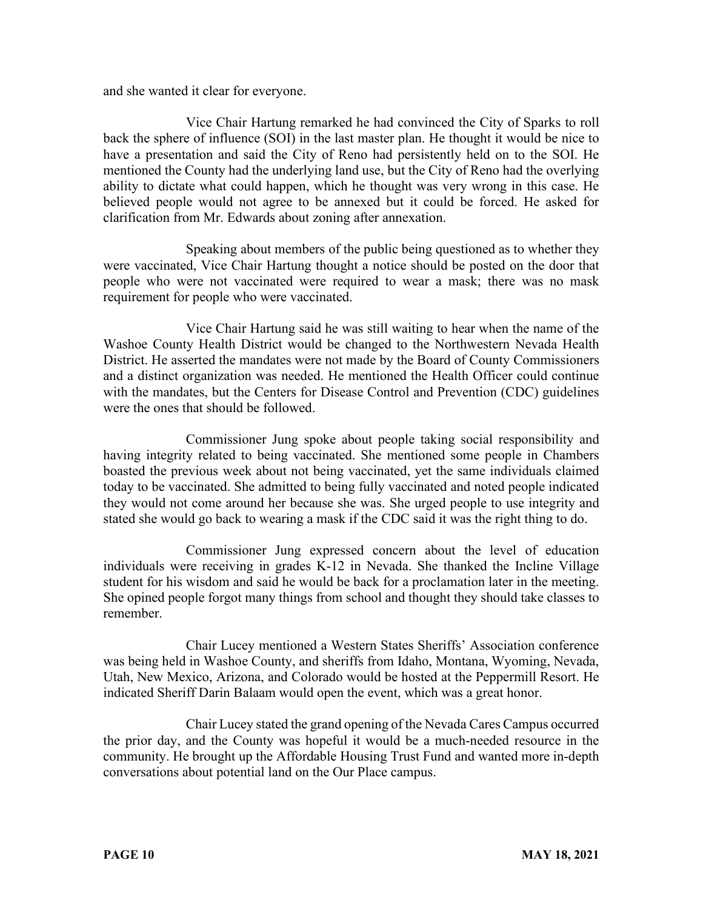and she wanted it clear for everyone.

Vice Chair Hartung remarked he had convinced the City of Sparks to roll back the sphere of influence (SOI) in the last master plan. He thought it would be nice to have a presentation and said the City of Reno had persistently held on to the SOI. He mentioned the County had the underlying land use, but the City of Reno had the overlying ability to dictate what could happen, which he thought was very wrong in this case. He believed people would not agree to be annexed but it could be forced. He asked for clarification from Mr. Edwards about zoning after annexation.

Speaking about members of the public being questioned as to whether they were vaccinated, Vice Chair Hartung thought a notice should be posted on the door that people who were not vaccinated were required to wear a mask; there was no mask requirement for people who were vaccinated.

Vice Chair Hartung said he was still waiting to hear when the name of the Washoe County Health District would be changed to the Northwestern Nevada Health District. He asserted the mandates were not made by the Board of County Commissioners and a distinct organization was needed. He mentioned the Health Officer could continue with the mandates, but the Centers for Disease Control and Prevention (CDC) guidelines were the ones that should be followed.

Commissioner Jung spoke about people taking social responsibility and having integrity related to being vaccinated. She mentioned some people in Chambers boasted the previous week about not being vaccinated, yet the same individuals claimed today to be vaccinated. She admitted to being fully vaccinated and noted people indicated they would not come around her because she was. She urged people to use integrity and stated she would go back to wearing a mask if the CDC said it was the right thing to do.

Commissioner Jung expressed concern about the level of education individuals were receiving in grades K-12 in Nevada. She thanked the Incline Village student for his wisdom and said he would be back for a proclamation later in the meeting. She opined people forgot many things from school and thought they should take classes to remember.

Chair Lucey mentioned a Western States Sheriffs' Association conference was being held in Washoe County, and sheriffs from Idaho, Montana, Wyoming, Nevada, Utah, New Mexico, Arizona, and Colorado would be hosted at the Peppermill Resort. He indicated Sheriff Darin Balaam would open the event, which was a great honor.

Chair Lucey stated the grand opening of the Nevada Cares Campus occurred the prior day, and the County was hopeful it would be a much-needed resource in the community. He brought up the Affordable Housing Trust Fund and wanted more in-depth conversations about potential land on the Our Place campus.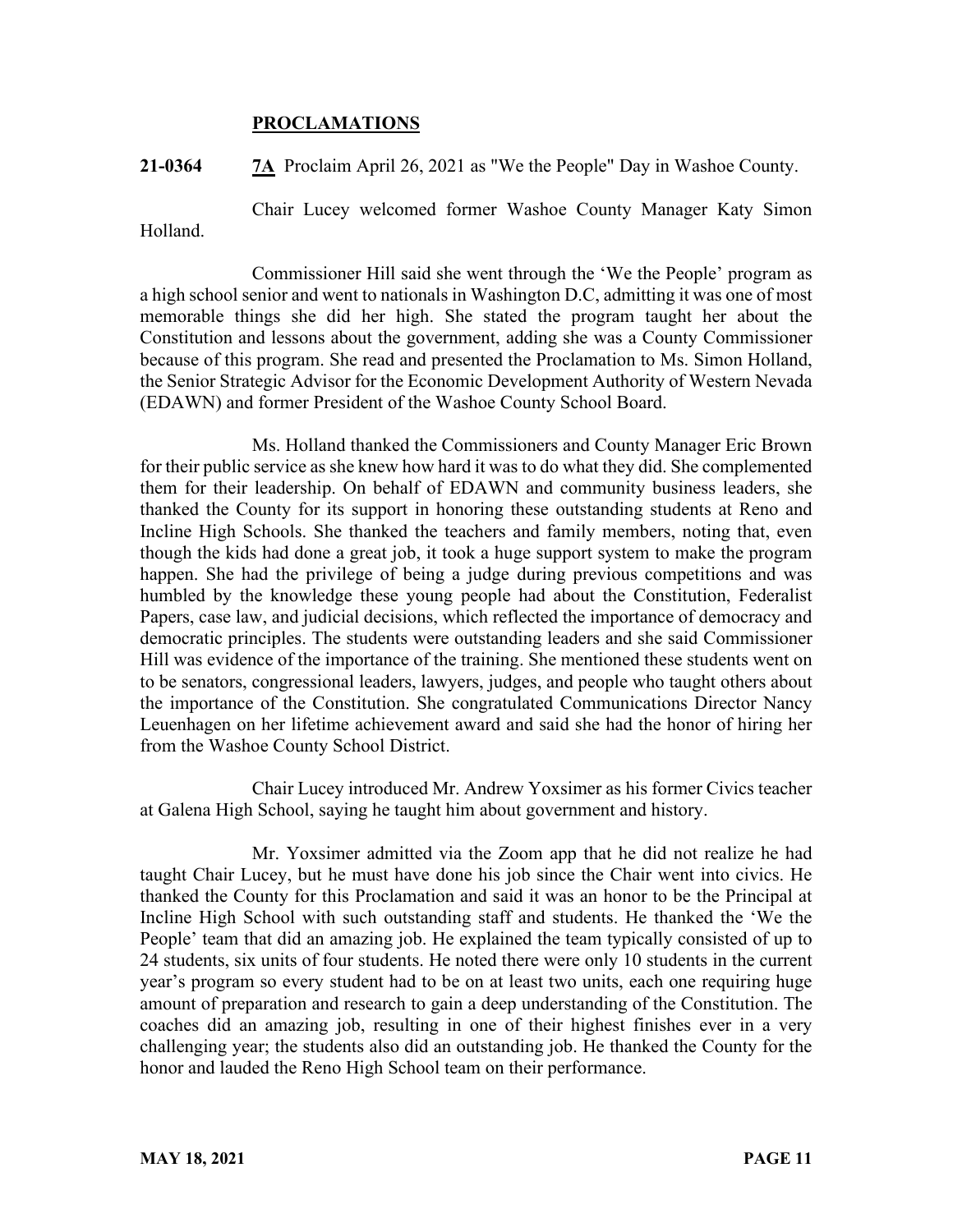## PROCLAMATIONS

**21-0364** **7A** Proclaim April 26, 2021 as "We the People" Day in Washoe County.

Chair Lucey welcomed former Washoe County Manager Katy Simon Holland.

Commissioner Hill said she went through the 'We the People' program as a high school senior and went to nationals in Washington D.C, admitting it was one of most memorable things she did her high. She stated the program taught her about the Constitution and lessons about the government, adding she was a County Commissioner because of this program. She read and presented the Proclamation to Ms. Simon Holland, the Senior Strategic Advisor for the Economic Development Authority of Western Nevada (EDAWN) and former President of the Washoe County School Board.

Ms. Holland thanked the Commissioners and County Manager Eric Brown for their public service as she knew how hard it was to do what they did. She complemented them for their leadership. On behalf of EDAWN and community business leaders, she thanked the County for its support in honoring these outstanding students at Reno and Incline High Schools. She thanked the teachers and family members, noting that, even though the kids had done a great job, it took a huge support system to make the program happen. She had the privilege of being a judge during previous competitions and was humbled by the knowledge these young people had about the Constitution, Federalist Papers, case law, and judicial decisions, which reflected the importance of democracy and democratic principles. The students were outstanding leaders and she said Commissioner Hill was evidence of the importance of the training. She mentioned these students went on to be senators, congressional leaders, lawyers, judges, and people who taught others about the importance of the Constitution. She congratulated Communications Director Nancy Leuenhagen on her lifetime achievement award and said she had the honor of hiring her from the Washoe County School District.

Chair Lucey introduced Mr. Andrew Yoxsimer as his former Civics teacher at Galena High School, saying he taught him about government and history.

Mr. Yoxsimer admitted via the Zoom app that he did not realize he had taught Chair Lucey, but he must have done his job since the Chair went into civics. He thanked the County for this Proclamation and said it was an honor to be the Principal at Incline High School with such outstanding staff and students. He thanked the 'We the People' team that did an amazing job. He explained the team typically consisted of up to 24 students, six units of four students. He noted there were only 10 students in the current year's program so every student had to be on at least two units, each one requiring huge amount of preparation and research to gain a deep understanding of the Constitution. The coaches did an amazing job, resulting in one of their highest finishes ever in a very challenging year; the students also did an outstanding job. He thanked the County for the honor and lauded the Reno High School team on their performance.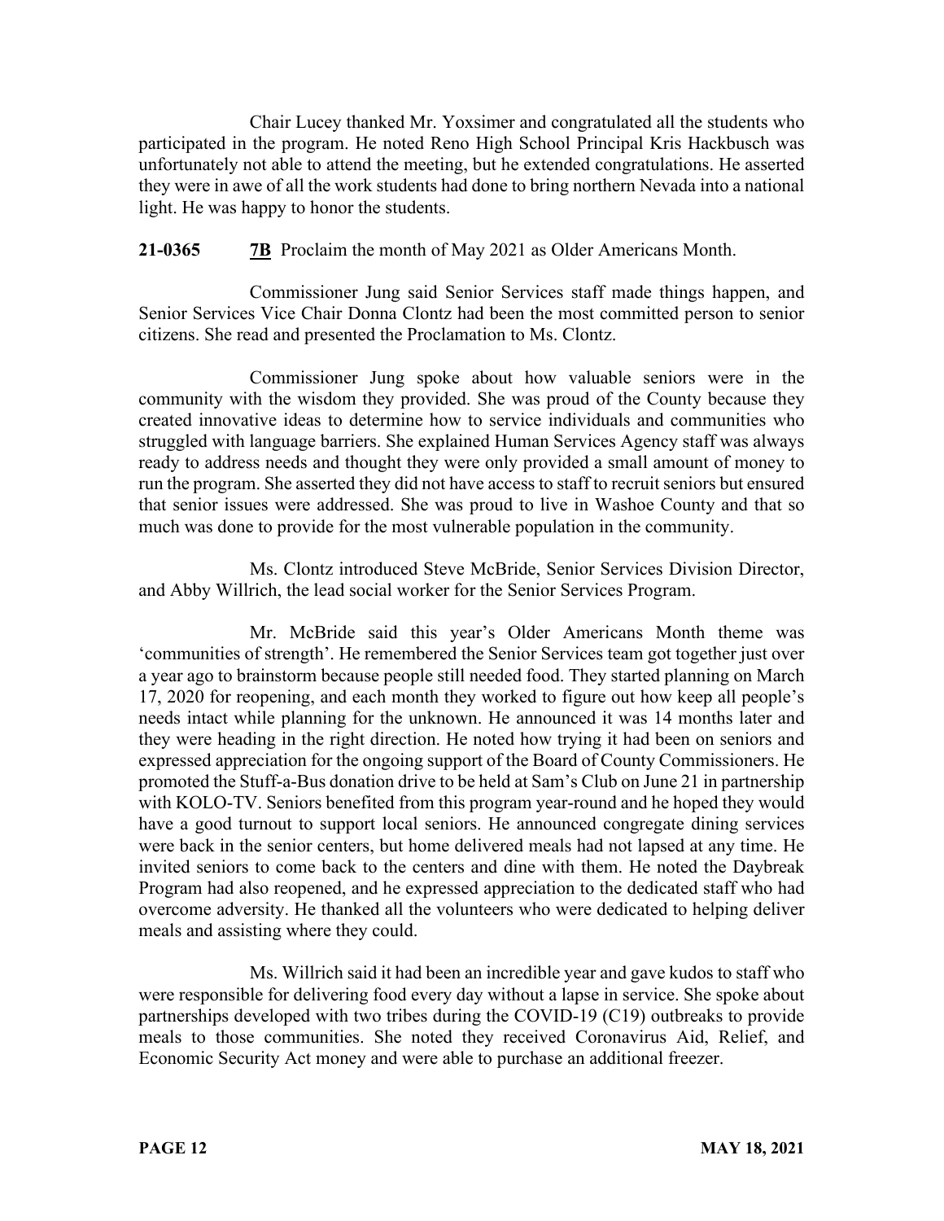Chair Lucey thanked Mr. Yoxsimer and congratulated all the students who participated in the program. He noted Reno High School Principal Kris Hackbusch was unfortunately not able to attend the meeting, but he extended congratulations. He asserted they were in awe of all the work students had done to bring northern Nevada into a national light. He was happy to honor the students.

**21-0365** **7B** Proclaim the month of May 2021 as Older Americans Month.

Commissioner Jung said Senior Services staff made things happen, and Senior Services Vice Chair Donna Clontz had been the most committed person to senior citizens. She read and presented the Proclamation to Ms. Clontz.

Commissioner Jung spoke about how valuable seniors were in the community with the wisdom they provided. She was proud of the County because they created innovative ideas to determine how to service individuals and communities who struggled with language barriers. She explained Human Services Agency staff was always ready to address needs and thought they were only provided a small amount of money to run the program. She asserted they did not have access to staff to recruit seniors but ensured that senior issues were addressed. She was proud to live in Washoe County and that so much was done to provide for the most vulnerable population in the community.

Ms. Clontz introduced Steve McBride, Senior Services Division Director, and Abby Willrich, the lead social worker for the Senior Services Program.

Mr. McBride said this year's Older Americans Month theme was 'communities of strength'. He remembered the Senior Services team got together just over a year ago to brainstorm because people still needed food. They started planning on March 17, 2020 for reopening, and each month they worked to figure out how keep all people's needs intact while planning for the unknown. He announced it was 14 months later and they were heading in the right direction. He noted how trying it had been on seniors and expressed appreciation for the ongoing support of the Board of County Commissioners. He promoted the Stuff-a-Bus donation drive to be held at Sam's Club on June 21 in partnership with KOLO-TV. Seniors benefited from this program year-round and he hoped they would have a good turnout to support local seniors. He announced congregate dining services were back in the senior centers, but home delivered meals had not lapsed at any time. He invited seniors to come back to the centers and dine with them. He noted the Daybreak Program had also reopened, and he expressed appreciation to the dedicated staff who had overcome adversity. He thanked all the volunteers who were dedicated to helping deliver meals and assisting where they could.

Ms. Willrich said it had been an incredible year and gave kudos to staff who were responsible for delivering food every day without a lapse in service. She spoke about partnerships developed with two tribes during the COVID-19 (C19) outbreaks to provide meals to those communities. She noted they received Coronavirus Aid, Relief, and Economic Security Act money and were able to purchase an additional freezer.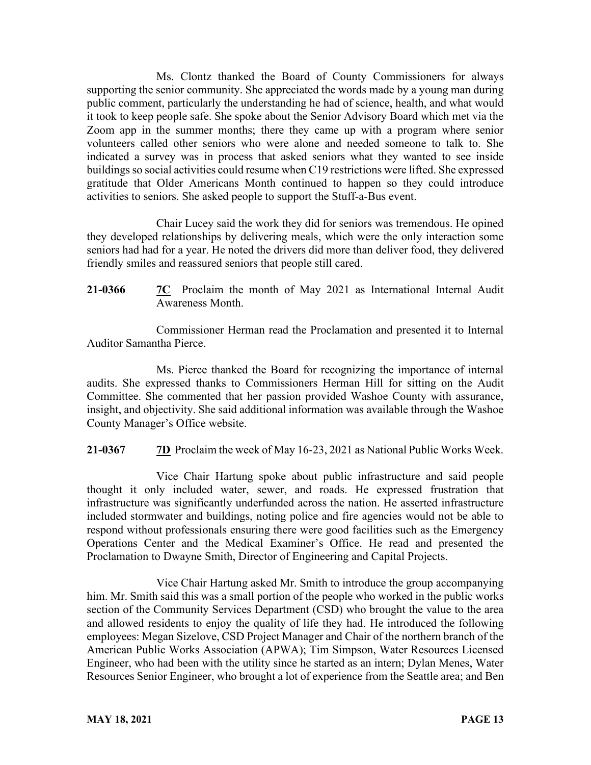Ms. Clontz thanked the Board of County Commissioners for always supporting the senior community. She appreciated the words made by a young man during public comment, particularly the understanding he had of science, health, and what would it took to keep people safe. She spoke about the Senior Advisory Board which met via the Zoom app in the summer months; there they came up with a program where senior volunteers called other seniors who were alone and needed someone to talk to. She indicated a survey was in process that asked seniors what they wanted to see inside buildings so social activities could resume when C19 restrictions were lifted. She expressed gratitude that Older Americans Month continued to happen so they could introduce activities to seniors. She asked people to support the Stuff-a-Bus event.

Chair Lucey said the work they did for seniors was tremendous. He opined they developed relationships by delivering meals, which were the only interaction some seniors had had for a year. He noted the drivers did more than deliver food, they delivered friendly smiles and reassured seniors that people still cared.

**21-0366** **7C** Proclaim the month of May 2021 as International Internal Audit Awareness Month.

Commissioner Herman read the Proclamation and presented it to Internal Auditor Samantha Pierce.

Ms. Pierce thanked the Board for recognizing the importance of internal audits. She expressed thanks to Commissioners Herman Hill for sitting on the Audit Committee. She commented that her passion provided Washoe County with assurance, insight, and objectivity. She said additional information was available through the Washoe County Manager's Office website.

**21-0367** **7D** Proclaim the week of May 16-23, 2021 as National Public Works Week.

Vice Chair Hartung spoke about public infrastructure and said people thought it only included water, sewer, and roads. He expressed frustration that infrastructure was significantly underfunded across the nation. He asserted infrastructure included stormwater and buildings, noting police and fire agencies would not be able to respond without professionals ensuring there were good facilities such as the Emergency Operations Center and the Medical Examiner's Office. He read and presented the Proclamation to Dwayne Smith, Director of Engineering and Capital Projects.

Vice Chair Hartung asked Mr. Smith to introduce the group accompanying him. Mr. Smith said this was a small portion of the people who worked in the public works section of the Community Services Department (CSD) who brought the value to the area and allowed residents to enjoy the quality of life they had. He introduced the following employees: Megan Sizelove, CSD Project Manager and Chair of the northern branch of the American Public Works Association (APWA); Tim Simpson, Water Resources Licensed Engineer, who had been with the utility since he started as an intern; Dylan Menes, Water Resources Senior Engineer, who brought a lot of experience from the Seattle area; and Ben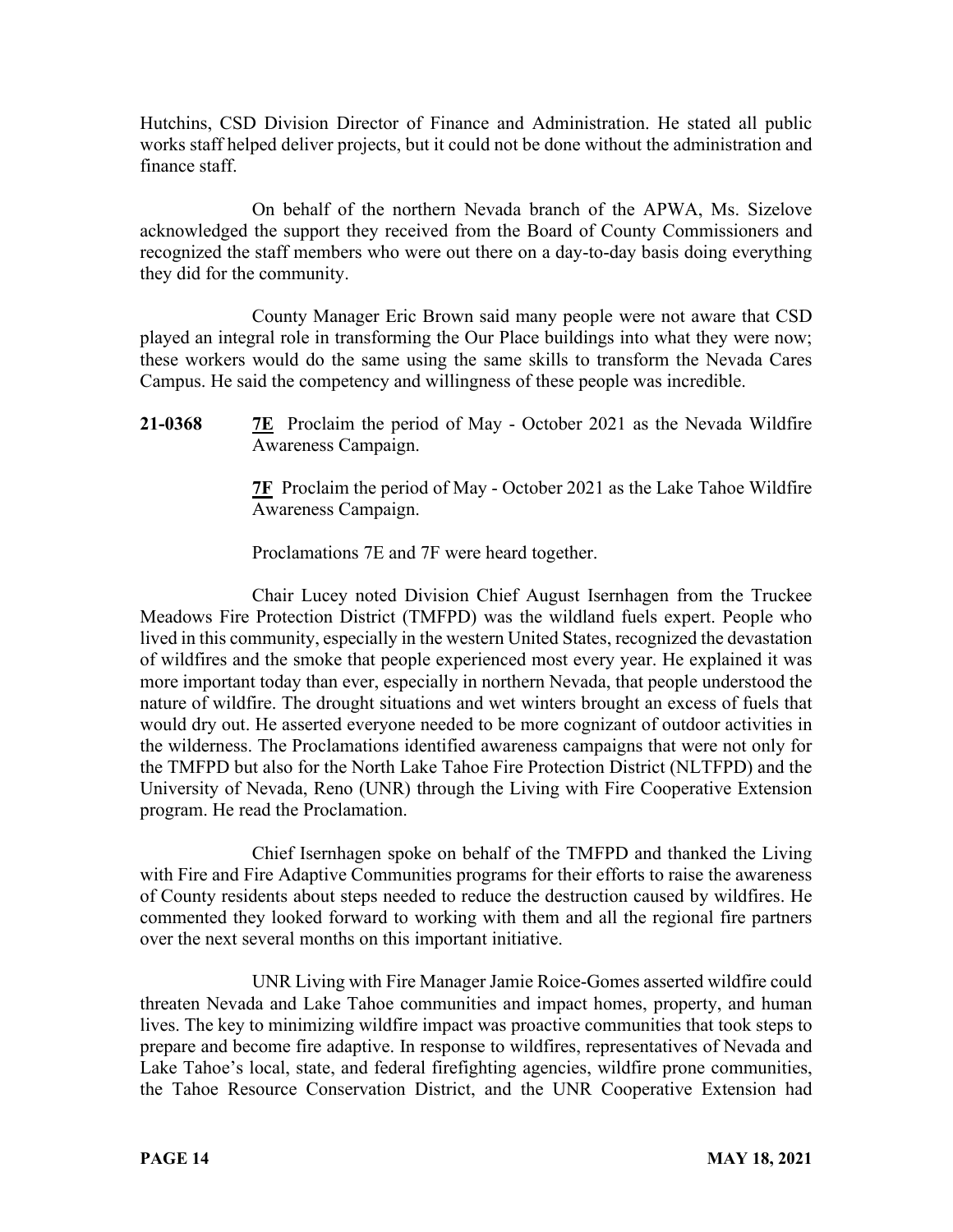Hutchins, CSD Division Director of Finance and Administration. He stated all public works staff helped deliver projects, but it could not be done without the administration and finance staff.

On behalf of the northern Nevada branch of the APWA, Ms. Sizelove acknowledged the support they received from the Board of County Commissioners and recognized the staff members who were out there on a day-to-day basis doing everything they did for the community.

County Manager Eric Brown said many people were not aware that CSD played an integral role in transforming the Our Place buildings into what they were now; these workers would do the same using the same skills to transform the Nevada Cares Campus. He said the competency and willingness of these people was incredible.

**21-0368** **7E** Proclaim the period of May - October 2021 as the Nevada Wildfire Awareness Campaign.

**7F** Proclaim the period of May - October 2021 as the Lake Tahoe Wildfire Awareness Campaign.

Proclamations 7E and 7F were heard together.

Chair Lucey noted Division Chief August Isernhagen from the Truckee Meadows Fire Protection District (TMFPD) was the wildland fuels expert. People who lived in this community, especially in the western United States, recognized the devastation of wildfires and the smoke that people experienced most every year. He explained it was more important today than ever, especially in northern Nevada, that people understood the nature of wildfire. The drought situations and wet winters brought an excess of fuels that would dry out. He asserted everyone needed to be more cognizant of outdoor activities in the wilderness. The Proclamations identified awareness campaigns that were not only for the TMFPD but also for the North Lake Tahoe Fire Protection District (NLTFPD) and the University of Nevada, Reno (UNR) through the Living with Fire Cooperative Extension program. He read the Proclamation.

Chief Isernhagen spoke on behalf of the TMFPD and thanked the Living with Fire and Fire Adaptive Communities programs for their efforts to raise the awareness of County residents about steps needed to reduce the destruction caused by wildfires. He commented they looked forward to working with them and all the regional fire partners over the next several months on this important initiative.

UNR Living with Fire Manager Jamie Roice-Gomes asserted wildfire could threaten Nevada and Lake Tahoe communities and impact homes, property, and human lives. The key to minimizing wildfire impact was proactive communities that took steps to prepare and become fire adaptive. In response to wildfires, representatives of Nevada and Lake Tahoe's local, state, and federal firefighting agencies, wildfire prone communities, the Tahoe Resource Conservation District, and the UNR Cooperative Extension had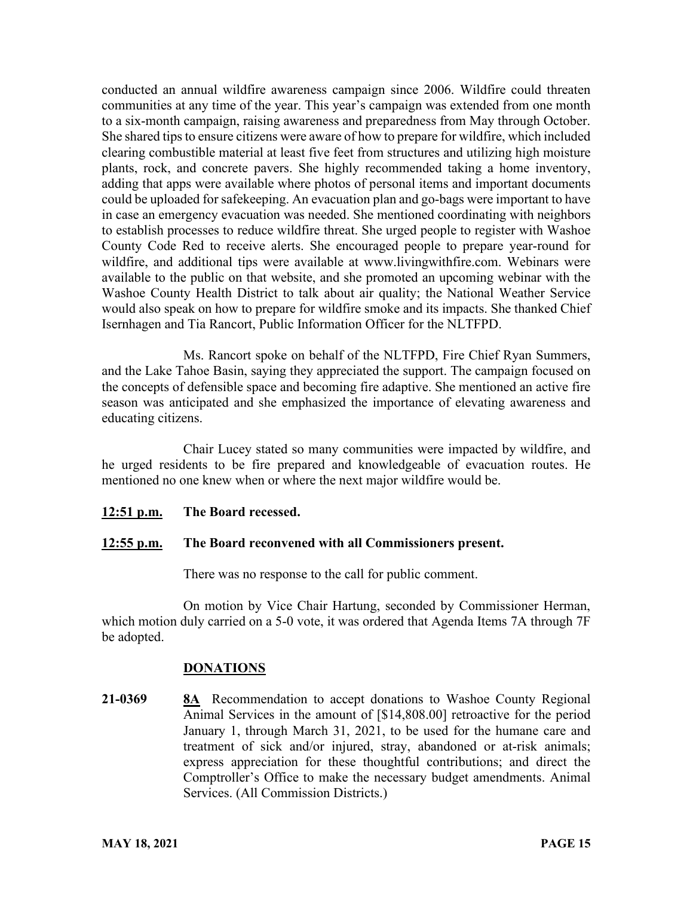conducted an annual wildfire awareness campaign since 2006. Wildfire could threaten communities at any time of the year. This year's campaign was extended from one month to a six-month campaign, raising awareness and preparedness from May through October. She shared tips to ensure citizens were aware of how to prepare for wildfire, which included clearing combustible material at least five feet from structures and utilizing high moisture plants, rock, and concrete pavers. She highly recommended taking a home inventory, adding that apps were available where photos of personal items and important documents could be uploaded for safekeeping. An evacuation plan and go-bags were important to have in case an emergency evacuation was needed. She mentioned coordinating with neighbors to establish processes to reduce wildfire threat. She urged people to register with Washoe County Code Red to receive alerts. She encouraged people to prepare year-round for wildfire, and additional tips were available at www.livingwithfire.com. Webinars were available to the public on that website, and she promoted an upcoming webinar with the Washoe County Health District to talk about air quality; the National Weather Service would also speak on how to prepare for wildfire smoke and its impacts. She thanked Chief Isernhagen and Tia Rancort, Public Information Officer for the NLTFPD.

Ms. Rancort spoke on behalf of the NLTFPD, Fire Chief Ryan Summers, and the Lake Tahoe Basin, saying they appreciated the support. The campaign focused on the concepts of defensible space and becoming fire adaptive. She mentioned an active fire season was anticipated and she emphasized the importance of elevating awareness and educating citizens.

Chair Lucey stated so many communities were impacted by wildfire, and he urged residents to be fire prepared and knowledgeable of evacuation routes. He mentioned no one knew when or where the next major wildfire would be.

**12:51 p.m.** **The Board recessed.**

**12:55 p.m.** **The Board reconvened with all Commissioners present.**

There was no response to the call for public comment.

On motion by Vice Chair Hartung, seconded by Commissioner Herman, which motion duly carried on a 5-0 vote, it was ordered that Agenda Items 7A through 7F be adopted.

## DONATIONS

**21-0369** **8A** Recommendation to accept donations to Washoe County Regional Animal Services in the amount of [$14,808.00] retroactive for the period January 1, through March 31, 2021, to be used for the humane care and treatment of sick and/or injured, stray, abandoned or at-risk animals; express appreciation for these thoughtful contributions; and direct the Comptroller's Office to make the necessary budget amendments. Animal Services. (All Commission Districts.)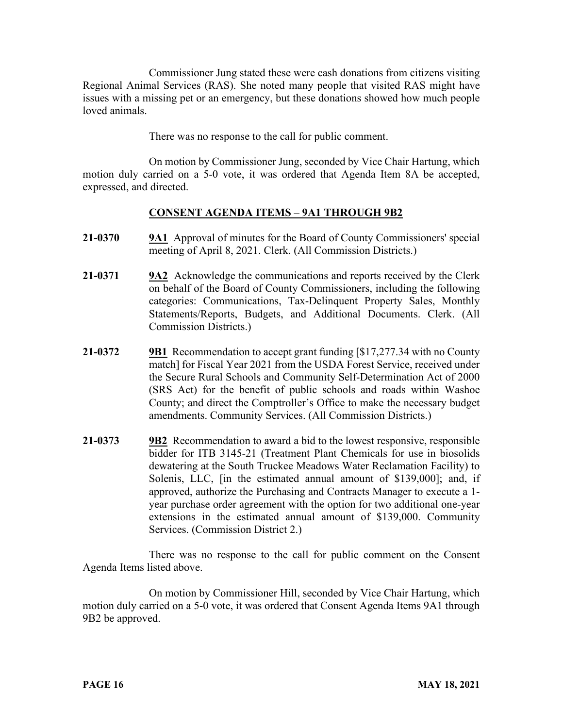Commissioner Jung stated these were cash donations from citizens visiting Regional Animal Services (RAS). She noted many people that visited RAS might have issues with a missing pet or an emergency, but these donations showed how much people loved animals.

There was no response to the call for public comment.

On motion by Commissioner Jung, seconded by Vice Chair Hartung, which motion duly carried on a 5-0 vote, it was ordered that Agenda Item 8A be accepted, expressed, and directed.

## CONSENT AGENDA ITEMS – 9A1 THROUGH 9B2

**21-0370** **9A1** Approval of minutes for the Board of County Commissioners' special meeting of April 8, 2021. Clerk. (All Commission Districts.)

**21-0371** **9A2** Acknowledge the communications and reports received by the Clerk on behalf of the Board of County Commissioners, including the following categories: Communications, Tax-Delinquent Property Sales, Monthly Statements/Reports, Budgets, and Additional Documents. Clerk. (All Commission Districts.)

**21-0372** **9B1** Recommendation to accept grant funding [$17,277.34 with no County match] for Fiscal Year 2021 from the USDA Forest Service, received under the Secure Rural Schools and Community Self-Determination Act of 2000 (SRS Act) for the benefit of public schools and roads within Washoe County; and direct the Comptroller's Office to make the necessary budget amendments. Community Services. (All Commission Districts.)

**21-0373** **9B2** Recommendation to award a bid to the lowest responsive, responsible bidder for ITB 3145-21 (Treatment Plant Chemicals for use in biosolids dewatering at the South Truckee Meadows Water Reclamation Facility) to Solenis, LLC, [in the estimated annual amount of $139,000]; and, if approved, authorize the Purchasing and Contracts Manager to execute a 1-year purchase order agreement with the option for two additional one-year extensions in the estimated annual amount of $139,000. Community Services. (Commission District 2.)

There was no response to the call for public comment on the Consent Agenda Items listed above.

On motion by Commissioner Hill, seconded by Vice Chair Hartung, which motion duly carried on a 5-0 vote, it was ordered that Consent Agenda Items 9A1 through 9B2 be approved.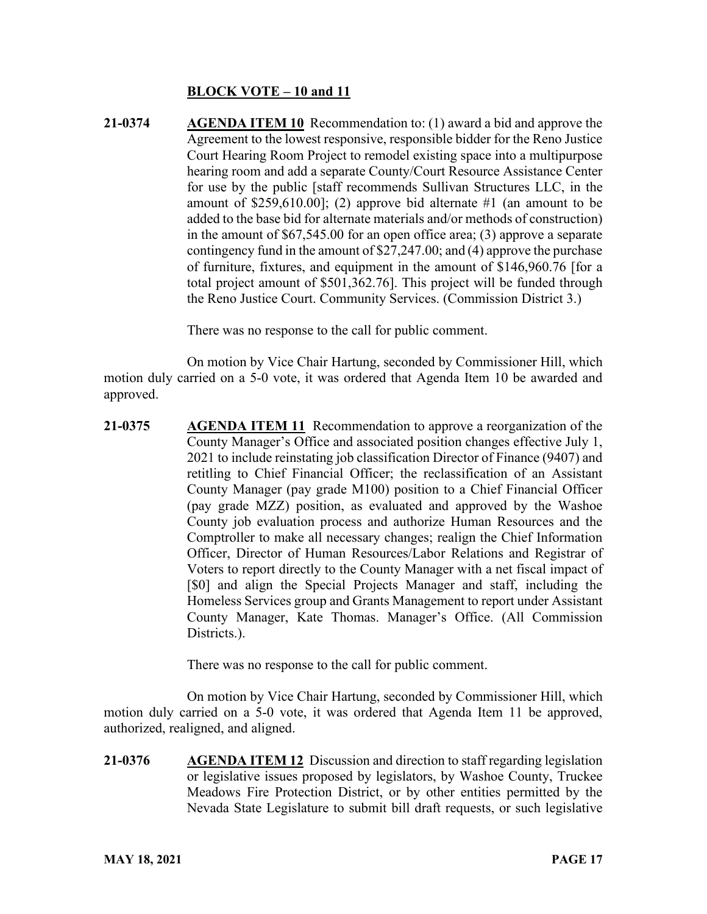**BLOCK VOTE – 10 and 11**

**21-0374** **AGENDA ITEM 10** Recommendation to: (1) award a bid and approve the Agreement to the lowest responsive, responsible bidder for the Reno Justice Court Hearing Room Project to remodel existing space into a multipurpose hearing room and add a separate County/Court Resource Assistance Center for use by the public [staff recommends Sullivan Structures LLC, in the amount of $259,610.00]; (2) approve bid alternate #1 (an amount to be added to the base bid for alternate materials and/or methods of construction) in the amount of $67,545.00 for an open office area; (3) approve a separate contingency fund in the amount of $27,247.00; and (4) approve the purchase of furniture, fixtures, and equipment in the amount of $146,960.76 [for a total project amount of $501,362.76]. This project will be funded through the Reno Justice Court. Community Services. (Commission District 3.)

There was no response to the call for public comment.

On motion by Vice Chair Hartung, seconded by Commissioner Hill, which motion duly carried on a 5-0 vote, it was ordered that Agenda Item 10 be awarded and approved.

**21-0375** **AGENDA ITEM 11** Recommendation to approve a reorganization of the County Manager's Office and associated position changes effective July 1, 2021 to include reinstating job classification Director of Finance (9407) and retitling to Chief Financial Officer; the reclassification of an Assistant County Manager (pay grade M100) position to a Chief Financial Officer (pay grade MZZ) position, as evaluated and approved by the Washoe County job evaluation process and authorize Human Resources and the Comptroller to make all necessary changes; realign the Chief Information Officer, Director of Human Resources/Labor Relations and Registrar of Voters to report directly to the County Manager with a net fiscal impact of [$0] and align the Special Projects Manager and staff, including the Homeless Services group and Grants Management to report under Assistant County Manager, Kate Thomas. Manager's Office. (All Commission Districts.).

There was no response to the call for public comment.

On motion by Vice Chair Hartung, seconded by Commissioner Hill, which motion duly carried on a 5-0 vote, it was ordered that Agenda Item 11 be approved, authorized, realigned, and aligned.

**21-0376** **AGENDA ITEM 12** Discussion and direction to staff regarding legislation or legislative issues proposed by legislators, by Washoe County, Truckee Meadows Fire Protection District, or by other entities permitted by the Nevada State Legislature to submit bill draft requests, or such legislative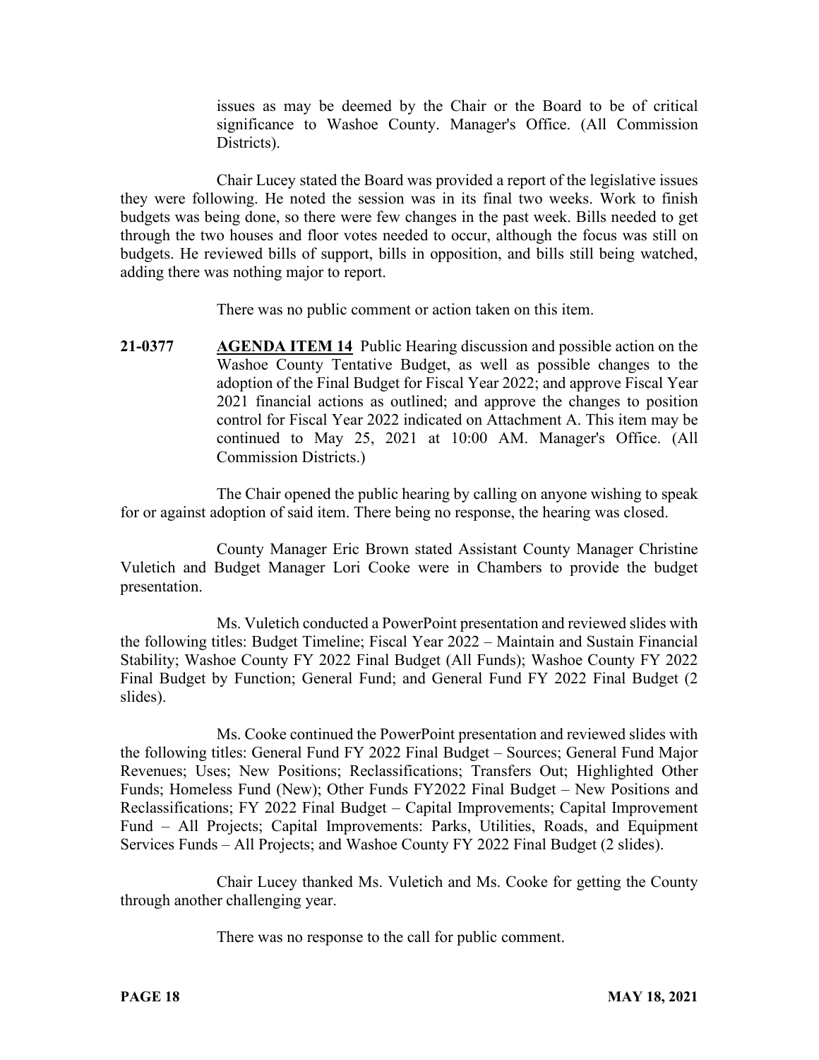issues as may be deemed by the Chair or the Board to be of critical significance to Washoe County. Manager's Office. (All Commission Districts).

Chair Lucey stated the Board was provided a report of the legislative issues they were following. He noted the session was in its final two weeks. Work to finish budgets was being done, so there were few changes in the past week. Bills needed to get through the two houses and floor votes needed to occur, although the focus was still on budgets. He reviewed bills of support, bills in opposition, and bills still being watched, adding there was nothing major to report.

There was no public comment or action taken on this item.

**21-0377** **AGENDA ITEM 14** Public Hearing discussion and possible action on the Washoe County Tentative Budget, as well as possible changes to the adoption of the Final Budget for Fiscal Year 2022; and approve Fiscal Year 2021 financial actions as outlined; and approve the changes to position control for Fiscal Year 2022 indicated on Attachment A. This item may be continued to May 25, 2021 at 10:00 AM. Manager's Office. (All Commission Districts.)

The Chair opened the public hearing by calling on anyone wishing to speak for or against adoption of said item. There being no response, the hearing was closed.

County Manager Eric Brown stated Assistant County Manager Christine Vuletich and Budget Manager Lori Cooke were in Chambers to provide the budget presentation.

Ms. Vuletich conducted a PowerPoint presentation and reviewed slides with the following titles: Budget Timeline; Fiscal Year 2022 – Maintain and Sustain Financial Stability; Washoe County FY 2022 Final Budget (All Funds); Washoe County FY 2022 Final Budget by Function; General Fund; and General Fund FY 2022 Final Budget (2 slides).

Ms. Cooke continued the PowerPoint presentation and reviewed slides with the following titles: General Fund FY 2022 Final Budget – Sources; General Fund Major Revenues; Uses; New Positions; Reclassifications; Transfers Out; Highlighted Other Funds; Homeless Fund (New); Other Funds FY2022 Final Budget – New Positions and Reclassifications; FY 2022 Final Budget – Capital Improvements; Capital Improvement Fund – All Projects; Capital Improvements: Parks, Utilities, Roads, and Equipment Services Funds – All Projects; and Washoe County FY 2022 Final Budget (2 slides).

Chair Lucey thanked Ms. Vuletich and Ms. Cooke for getting the County through another challenging year.

There was no response to the call for public comment.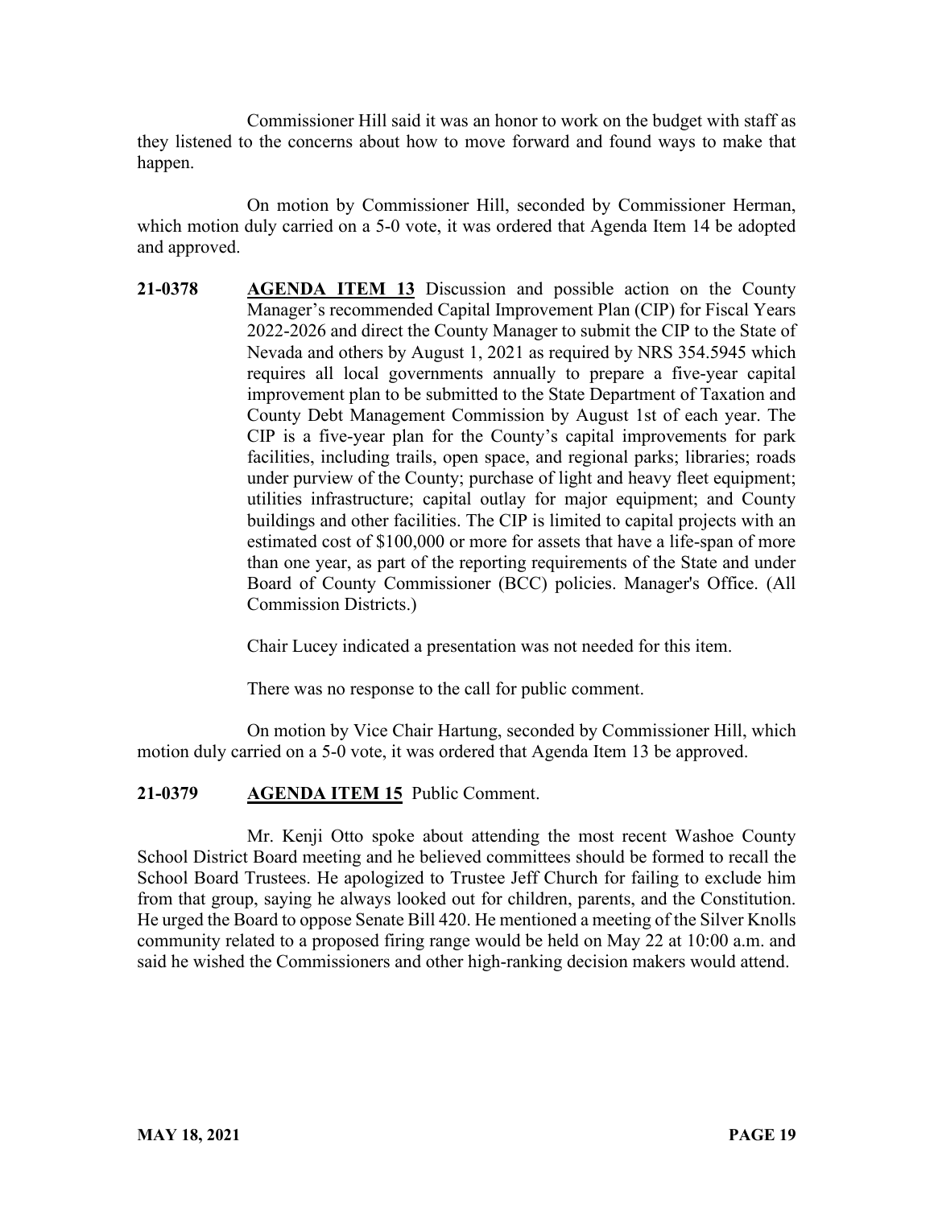Commissioner Hill said it was an honor to work on the budget with staff as they listened to the concerns about how to move forward and found ways to make that happen.

On motion by Commissioner Hill, seconded by Commissioner Herman, which motion duly carried on a 5-0 vote, it was ordered that Agenda Item 14 be adopted and approved.

**21-0378** **AGENDA ITEM 13** Discussion and possible action on the County Manager's recommended Capital Improvement Plan (CIP) for Fiscal Years 2022-2026 and direct the County Manager to submit the CIP to the State of Nevada and others by August 1, 2021 as required by NRS 354.5945 which requires all local governments annually to prepare a five-year capital improvement plan to be submitted to the State Department of Taxation and County Debt Management Commission by August 1st of each year. The CIP is a five-year plan for the County's capital improvements for park facilities, including trails, open space, and regional parks; libraries; roads under purview of the County; purchase of light and heavy fleet equipment; utilities infrastructure; capital outlay for major equipment; and County buildings and other facilities. The CIP is limited to capital projects with an estimated cost of $100,000 or more for assets that have a life-span of more than one year, as part of the reporting requirements of the State and under Board of County Commissioner (BCC) policies. Manager's Office. (All Commission Districts.)

Chair Lucey indicated a presentation was not needed for this item.

There was no response to the call for public comment.

On motion by Vice Chair Hartung, seconded by Commissioner Hill, which motion duly carried on a 5-0 vote, it was ordered that Agenda Item 13 be approved.

**21-0379** **AGENDA ITEM 15** Public Comment.

Mr. Kenji Otto spoke about attending the most recent Washoe County School District Board meeting and he believed committees should be formed to recall the School Board Trustees. He apologized to Trustee Jeff Church for failing to exclude him from that group, saying he always looked out for children, parents, and the Constitution. He urged the Board to oppose Senate Bill 420. He mentioned a meeting of the Silver Knolls community related to a proposed firing range would be held on May 22 at 10:00 a.m. and said he wished the Commissioners and other high-ranking decision makers would attend.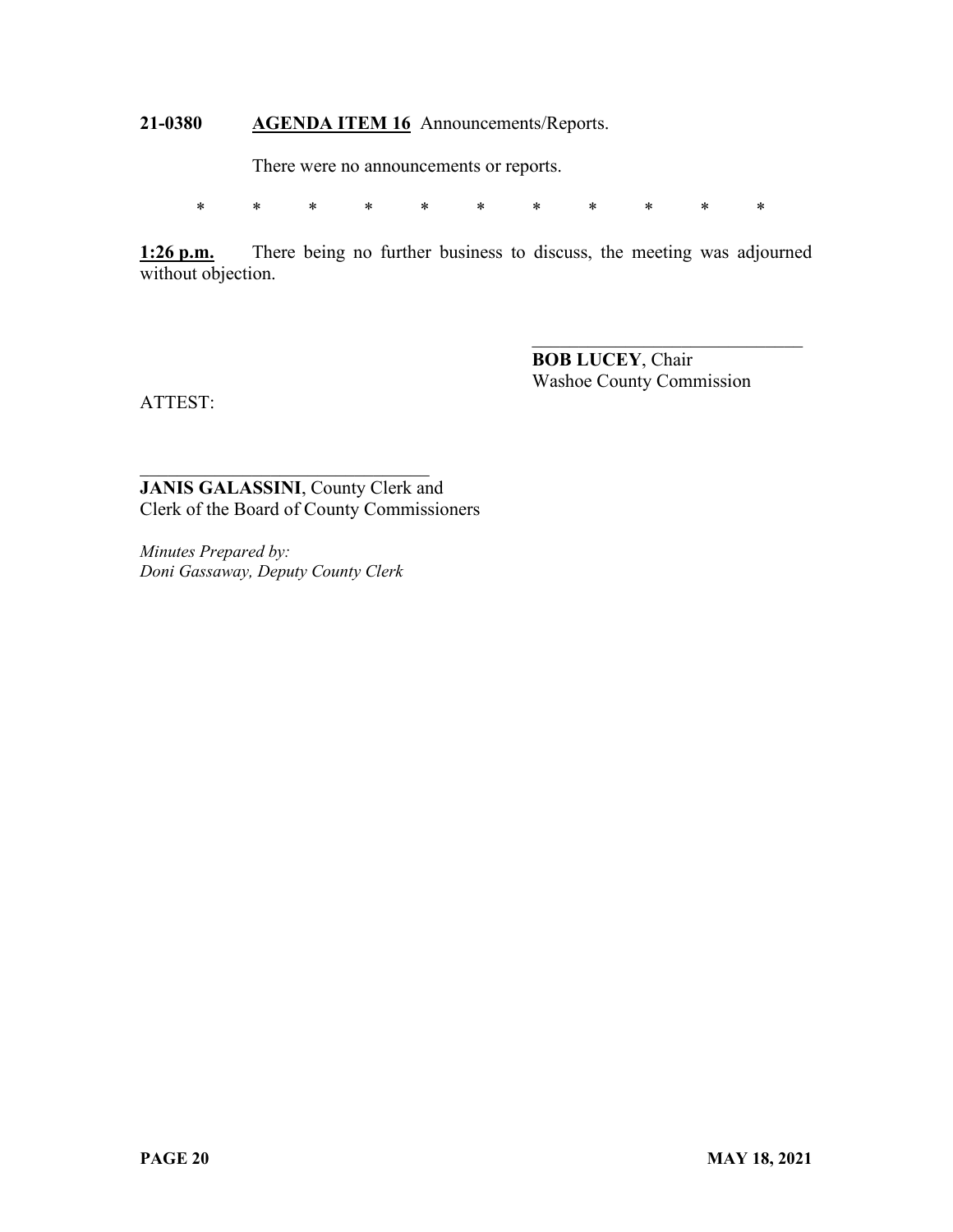**21-0380** **AGENDA ITEM 16** Announcements/Reports.

There were no announcements or reports.

\* \* \* \* \* \* \* \* \* \* \*

**1:26 p.m.** There being no further business to discuss, the meeting was adjourned without objection.

\_\_\_\_\_\_\_\_\_\_\_\_\_\_\_\_\_\_\_\_\_\_\_\_\_\_\_\_\_\_

**BOB LUCEY**, Chair
Washoe County Commission

ATTEST:

\_\_\_\_\_\_\_\_\_\_\_\_\_\_\_\_\_\_\_\_\_\_\_\_\_\_\_\_\_\_

**JANIS GALASSINI**, County Clerk and
Clerk of the Board of County Commissioners

*Minutes Prepared by:*
*Doni Gassaway, Deputy County Clerk*